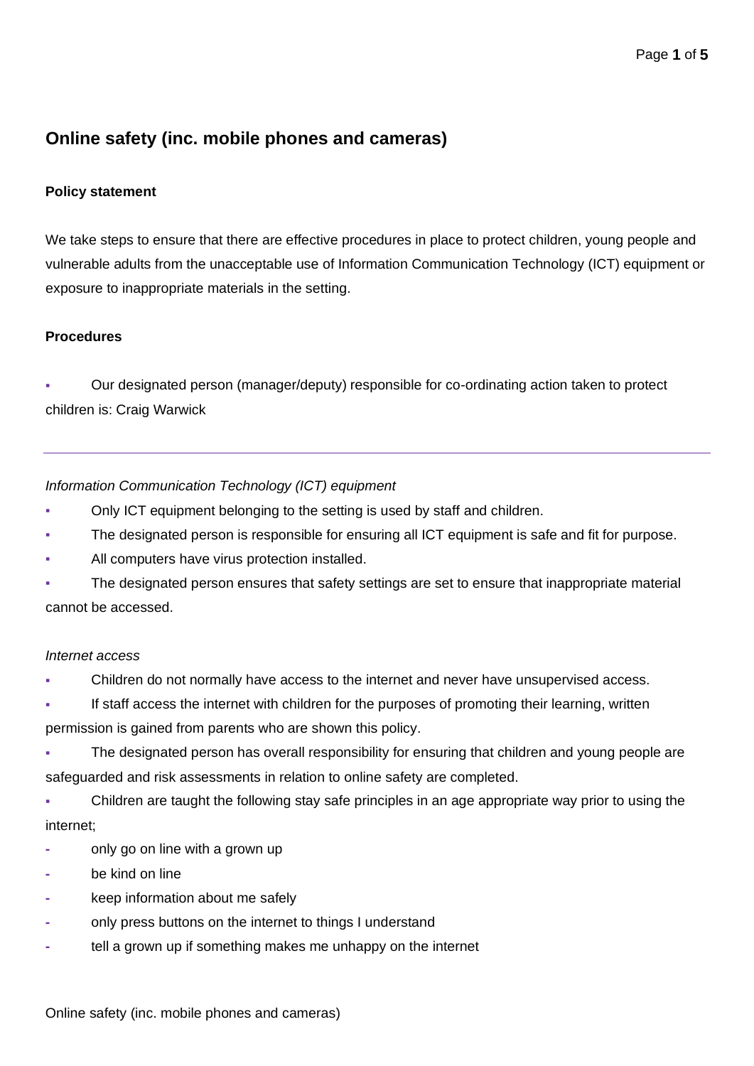# Online safety (inc. mobile phones and cameras)

**Policy statement**

We take steps to ensure that there are effective procedures in place to protect children, young people and vulnerable adults from the unacceptable use of Information Communication Technology (ICT) equipment or exposure to inappropriate materials in the setting.

**Procedures**

- Our designated person (manager/deputy) responsible for co-ordinating action taken to protect children is: Craig Warwick

---

*Information Communication Technology (ICT) equipment*

- Only ICT equipment belonging to the setting is used by staff and children.
- The designated person is responsible for ensuring all ICT equipment is safe and fit for purpose.
- All computers have virus protection installed.
- The designated person ensures that safety settings are set to ensure that inappropriate material cannot be accessed.

*Internet access*

- Children do not normally have access to the internet and never have unsupervised access.
- If staff access the internet with children for the purposes of promoting their learning, written permission is gained from parents who are shown this policy.
- The designated person has overall responsibility for ensuring that children and young people are safeguarded and risk assessments in relation to online safety are completed.
- Children are taught the following stay safe principles in an age appropriate way prior to using the internet;
  - only go on line with a grown up
  - be kind on line
  - keep information about me safely
  - only press buttons on the internet to things I understand
  - tell a grown up if something makes me unhappy on the internet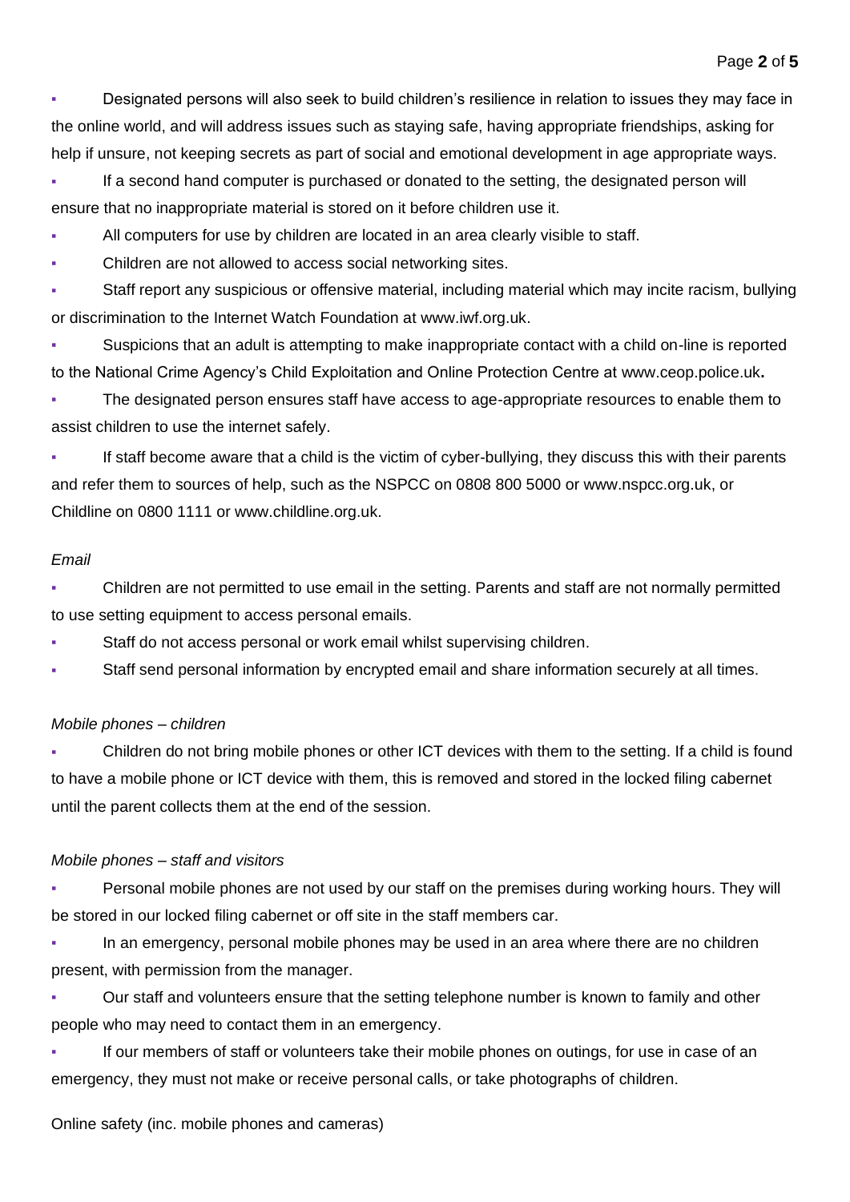- Designated persons will also seek to build children's resilience in relation to issues they may face in the online world, and will address issues such as staying safe, having appropriate friendships, asking for help if unsure, not keeping secrets as part of social and emotional development in age appropriate ways.
- If a second hand computer is purchased or donated to the setting, the designated person will ensure that no inappropriate material is stored on it before children use it.
- All computers for use by children are located in an area clearly visible to staff.
- Children are not allowed to access social networking sites.
- Staff report any suspicious or offensive material, including material which may incite racism, bullying or discrimination to the Internet Watch Foundation at www.iwf.org.uk.
- Suspicions that an adult is attempting to make inappropriate contact with a child on-line is reported to the National Crime Agency's Child Exploitation and Online Protection Centre at www.ceop.police.uk**.**
- The designated person ensures staff have access to age-appropriate resources to enable them to assist children to use the internet safely.
- If staff become aware that a child is the victim of cyber-bullying, they discuss this with their parents and refer them to sources of help, such as the NSPCC on 0808 800 5000 or www.nspcc.org.uk, or Childline on 0800 1111 or www.childline.org.uk.

*Email*

- Children are not permitted to use email in the setting. Parents and staff are not normally permitted to use setting equipment to access personal emails.
- Staff do not access personal or work email whilst supervising children.
- Staff send personal information by encrypted email and share information securely at all times.

*Mobile phones – children*

- Children do not bring mobile phones or other ICT devices with them to the setting. If a child is found to have a mobile phone or ICT device with them, this is removed and stored in the locked filing cabernet until the parent collects them at the end of the session.

*Mobile phones – staff and visitors*

- Personal mobile phones are not used by our staff on the premises during working hours. They will be stored in our locked filing cabernet or off site in the staff members car.
- In an emergency, personal mobile phones may be used in an area where there are no children present, with permission from the manager.
- Our staff and volunteers ensure that the setting telephone number is known to family and other people who may need to contact them in an emergency.
- If our members of staff or volunteers take their mobile phones on outings, for use in case of an emergency, they must not make or receive personal calls, or take photographs of children.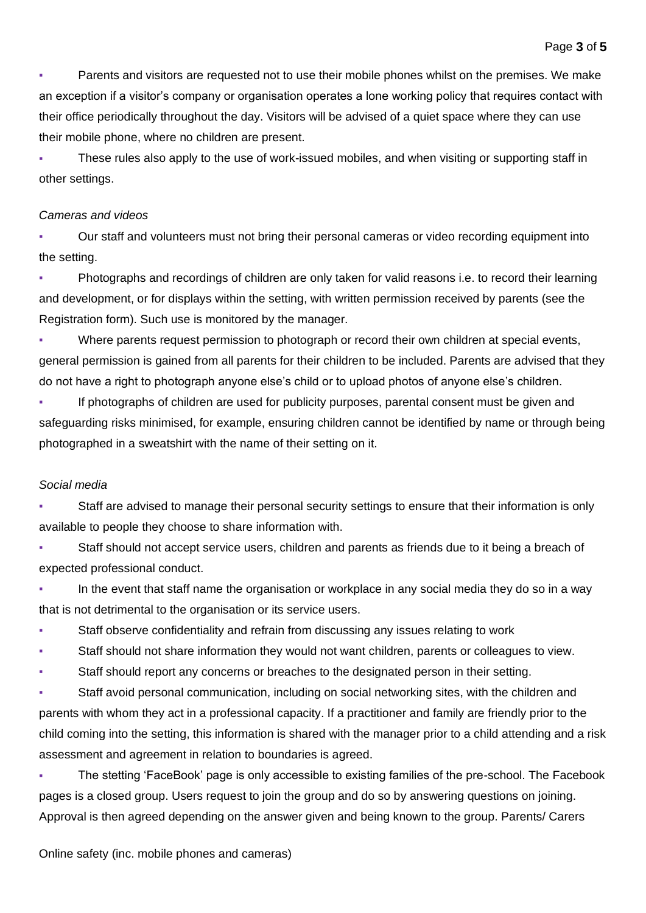- Parents and visitors are requested not to use their mobile phones whilst on the premises. We make an exception if a visitor's company or organisation operates a lone working policy that requires contact with their office periodically throughout the day. Visitors will be advised of a quiet space where they can use their mobile phone, where no children are present.
- These rules also apply to the use of work-issued mobiles, and when visiting or supporting staff in other settings.

*Cameras and videos*

- Our staff and volunteers must not bring their personal cameras or video recording equipment into the setting.
- Photographs and recordings of children are only taken for valid reasons i.e. to record their learning and development, or for displays within the setting, with written permission received by parents (see the Registration form). Such use is monitored by the manager.
- Where parents request permission to photograph or record their own children at special events, general permission is gained from all parents for their children to be included. Parents are advised that they do not have a right to photograph anyone else's child or to upload photos of anyone else's children.
- If photographs of children are used for publicity purposes, parental consent must be given and safeguarding risks minimised, for example, ensuring children cannot be identified by name or through being photographed in a sweatshirt with the name of their setting on it.

*Social media*

- Staff are advised to manage their personal security settings to ensure that their information is only available to people they choose to share information with.
- Staff should not accept service users, children and parents as friends due to it being a breach of expected professional conduct.
- In the event that staff name the organisation or workplace in any social media they do so in a way that is not detrimental to the organisation or its service users.
- Staff observe confidentiality and refrain from discussing any issues relating to work
- Staff should not share information they would not want children, parents or colleagues to view.
- Staff should report any concerns or breaches to the designated person in their setting.
- Staff avoid personal communication, including on social networking sites, with the children and parents with whom they act in a professional capacity. If a practitioner and family are friendly prior to the child coming into the setting, this information is shared with the manager prior to a child attending and a risk assessment and agreement in relation to boundaries is agreed.
- The stetting 'FaceBook' page is only accessible to existing families of the pre-school. The Facebook pages is a closed group. Users request to join the group and do so by answering questions on joining. Approval is then agreed depending on the answer given and being known to the group. Parents/ Carers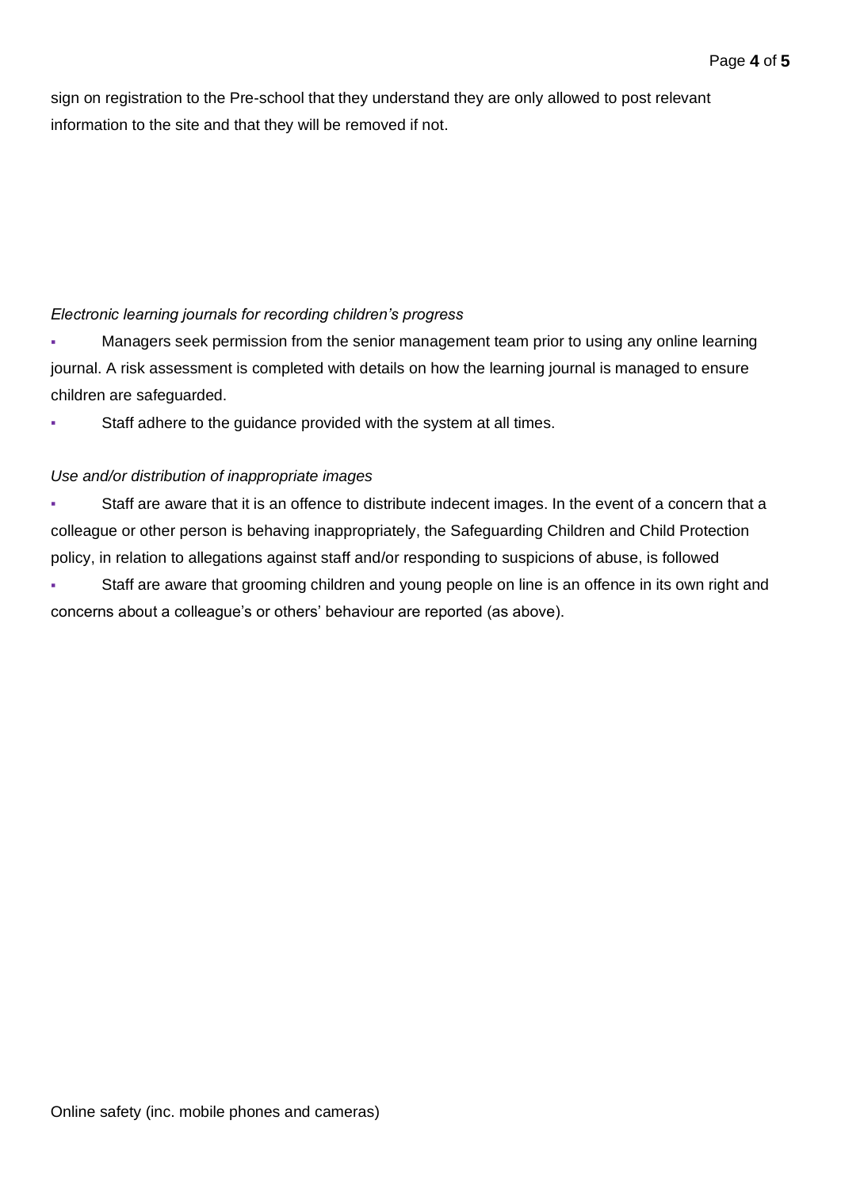sign on registration to the Pre-school that they understand they are only allowed to post relevant information to the site and that they will be removed if not.

*Electronic learning journals for recording children's progress*

- Managers seek permission from the senior management team prior to using any online learning journal. A risk assessment is completed with details on how the learning journal is managed to ensure children are safeguarded.
- Staff adhere to the guidance provided with the system at all times.

*Use and/or distribution of inappropriate images*

- Staff are aware that it is an offence to distribute indecent images. In the event of a concern that a colleague or other person is behaving inappropriately, the Safeguarding Children and Child Protection policy, in relation to allegations against staff and/or responding to suspicions of abuse, is followed
- Staff are aware that grooming children and young people on line is an offence in its own right and concerns about a colleague's or others' behaviour are reported (as above).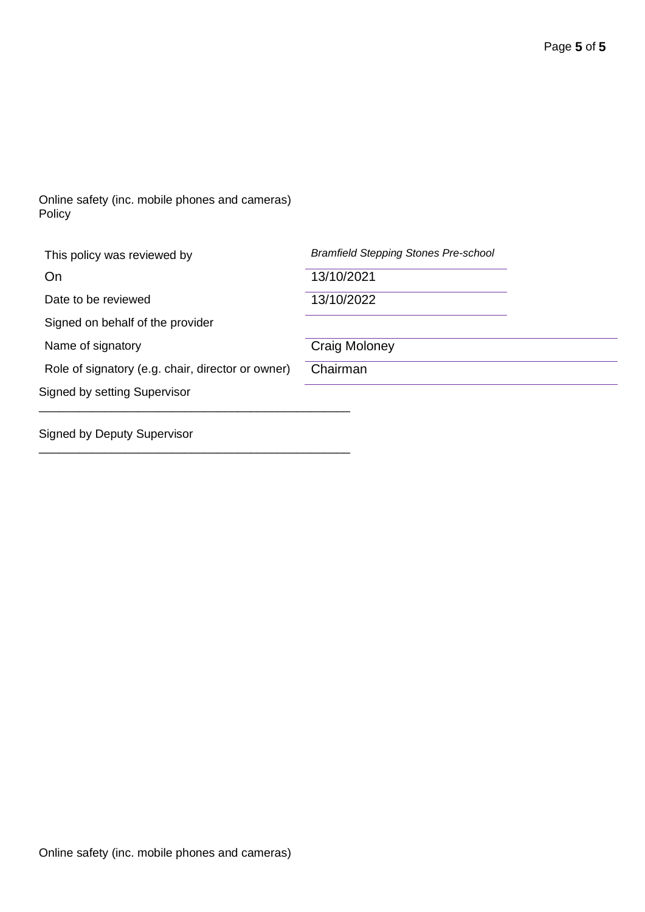Online safety (inc. mobile phones and cameras) Policy

| | |
|---|---|
| This policy was reviewed by | *Bramfield Stepping Stones Pre-school* |
| On | 13/10/2021 |
| Date to be reviewed | 13/10/2022 |
| Signed on behalf of the provider | |
| Name of signatory | Craig Moloney |
| Role of signatory (e.g. chair, director or owner) | Chairman |

Signed by setting Supervisor

_______________________________________________

Signed by Deputy Supervisor

_______________________________________________